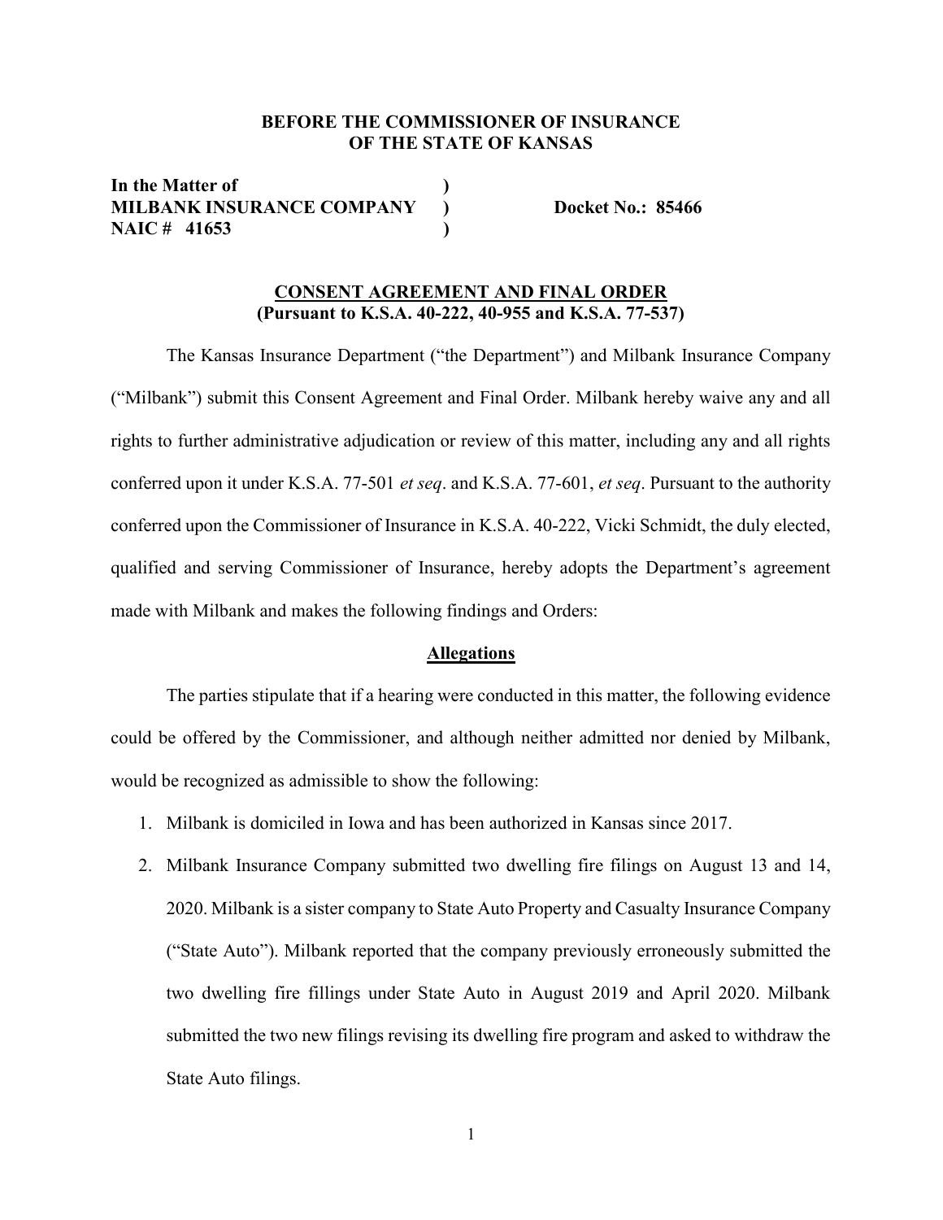**BEFORE THE COMMISSIONER OF INSURANCE**
**OF THE STATE OF KANSAS**

**In the Matter of** )
**MILBANK INSURANCE COMPANY** ) **Docket No.: 85466**
**NAIC # 41653** )

**CONSENT AGREEMENT AND FINAL ORDER**
**(Pursuant to K.S.A. 40-222, 40-955 and K.S.A. 77-537)**

The Kansas Insurance Department ("the Department") and Milbank Insurance Company ("Milbank") submit this Consent Agreement and Final Order. Milbank hereby waive any and all rights to further administrative adjudication or review of this matter, including any and all rights conferred upon it under K.S.A. 77-501 *et seq*. and K.S.A. 77-601, *et seq*. Pursuant to the authority conferred upon the Commissioner of Insurance in K.S.A. 40-222, Vicki Schmidt, the duly elected, qualified and serving Commissioner of Insurance, hereby adopts the Department's agreement made with Milbank and makes the following findings and Orders:

**Allegations**

The parties stipulate that if a hearing were conducted in this matter, the following evidence could be offered by the Commissioner, and although neither admitted nor denied by Milbank, would be recognized as admissible to show the following:

1. Milbank is domiciled in Iowa and has been authorized in Kansas since 2017.
2. Milbank Insurance Company submitted two dwelling fire filings on August 13 and 14, 2020. Milbank is a sister company to State Auto Property and Casualty Insurance Company ("State Auto"). Milbank reported that the company previously erroneously submitted the two dwelling fire fillings under State Auto in August 2019 and April 2020. Milbank submitted the two new filings revising its dwelling fire program and asked to withdraw the State Auto filings.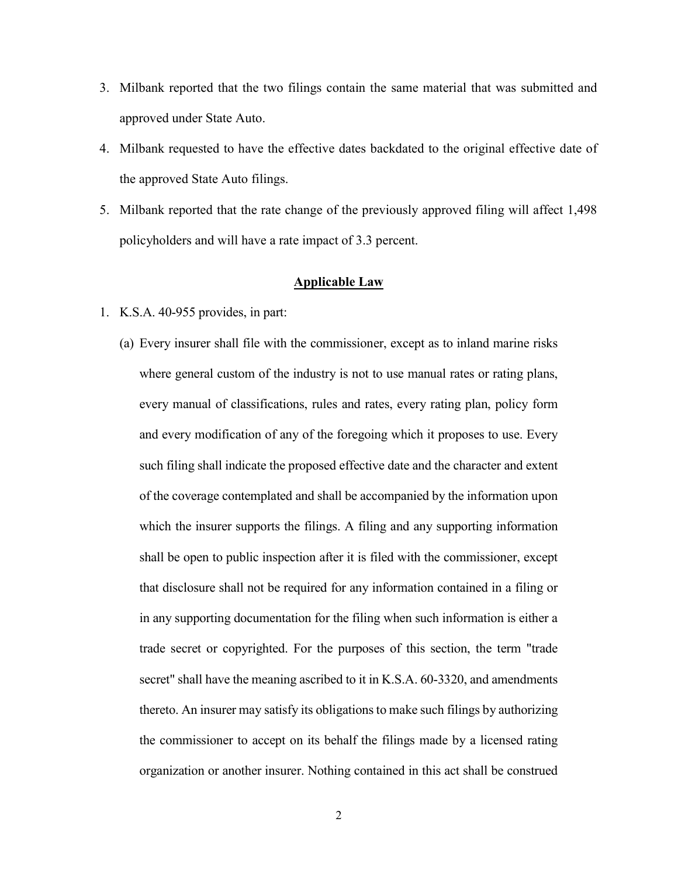3. Milbank reported that the two filings contain the same material that was submitted and approved under State Auto.
4. Milbank requested to have the effective dates backdated to the original effective date of the approved State Auto filings.
5. Milbank reported that the rate change of the previously approved filing will affect 1,498 policyholders and will have a rate impact of 3.3 percent.

## **Applicable Law**

1. K.S.A. 40-955 provides, in part:

   (a) Every insurer shall file with the commissioner, except as to inland marine risks where general custom of the industry is not to use manual rates or rating plans, every manual of classifications, rules and rates, every rating plan, policy form and every modification of any of the foregoing which it proposes to use. Every such filing shall indicate the proposed effective date and the character and extent of the coverage contemplated and shall be accompanied by the information upon which the insurer supports the filings. A filing and any supporting information shall be open to public inspection after it is filed with the commissioner, except that disclosure shall not be required for any information contained in a filing or in any supporting documentation for the filing when such information is either a trade secret or copyrighted. For the purposes of this section, the term "trade secret" shall have the meaning ascribed to it in K.S.A. 60-3320, and amendments thereto. An insurer may satisfy its obligations to make such filings by authorizing the commissioner to accept on its behalf the filings made by a licensed rating organization or another insurer. Nothing contained in this act shall be construed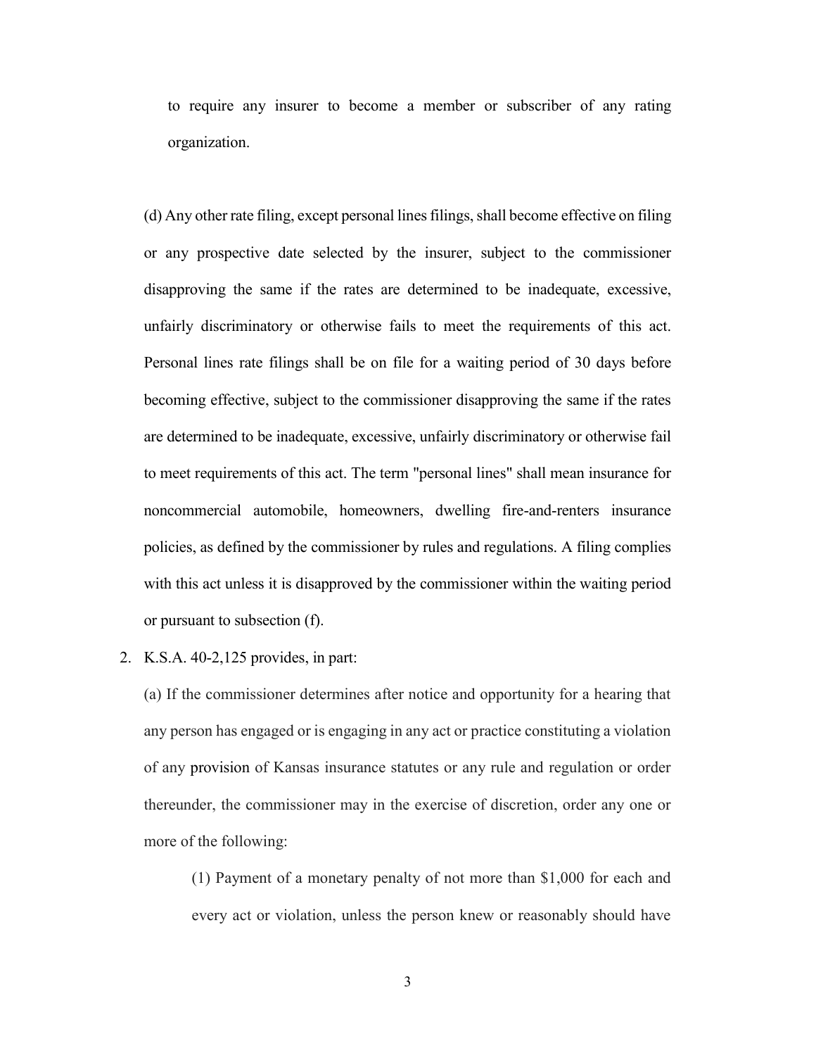to require any insurer to become a member or subscriber of any rating organization.

(d) Any other rate filing, except personal lines filings, shall become effective on filing or any prospective date selected by the insurer, subject to the commissioner disapproving the same if the rates are determined to be inadequate, excessive, unfairly discriminatory or otherwise fails to meet the requirements of this act. Personal lines rate filings shall be on file for a waiting period of 30 days before becoming effective, subject to the commissioner disapproving the same if the rates are determined to be inadequate, excessive, unfairly discriminatory or otherwise fail to meet requirements of this act. The term "personal lines" shall mean insurance for noncommercial automobile, homeowners, dwelling fire-and-renters insurance policies, as defined by the commissioner by rules and regulations. A filing complies with this act unless it is disapproved by the commissioner within the waiting period or pursuant to subsection (f).

2. K.S.A. 40-2,125 provides, in part:

   (a) If the commissioner determines after notice and opportunity for a hearing that any person has engaged or is engaging in any act or practice constituting a violation of any provision of Kansas insurance statutes or any rule and regulation or order thereunder, the commissioner may in the exercise of discretion, order any one or more of the following:

      (1) Payment of a monetary penalty of not more than $1,000 for each and every act or violation, unless the person knew or reasonably should have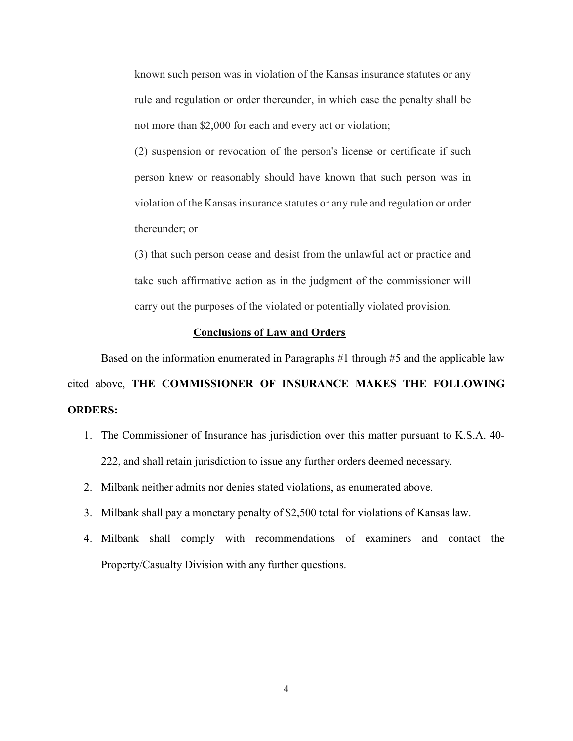known such person was in violation of the Kansas insurance statutes or any rule and regulation or order thereunder, in which case the penalty shall be not more than $2,000 for each and every act or violation;

(2) suspension or revocation of the person's license or certificate if such person knew or reasonably should have known that such person was in violation of the Kansas insurance statutes or any rule and regulation or order thereunder; or

(3) that such person cease and desist from the unlawful act or practice and take such affirmative action as in the judgment of the commissioner will carry out the purposes of the violated or potentially violated provision.

## Conclusions of Law and Orders

Based on the information enumerated in Paragraphs #1 through #5 and the applicable law cited above, **THE COMMISSIONER OF INSURANCE MAKES THE FOLLOWING ORDERS:**

1. The Commissioner of Insurance has jurisdiction over this matter pursuant to K.S.A. 40-222, and shall retain jurisdiction to issue any further orders deemed necessary.
2. Milbank neither admits nor denies stated violations, as enumerated above.
3. Milbank shall pay a monetary penalty of $2,500 total for violations of Kansas law.
4. Milbank shall comply with recommendations of examiners and contact the Property/Casualty Division with any further questions.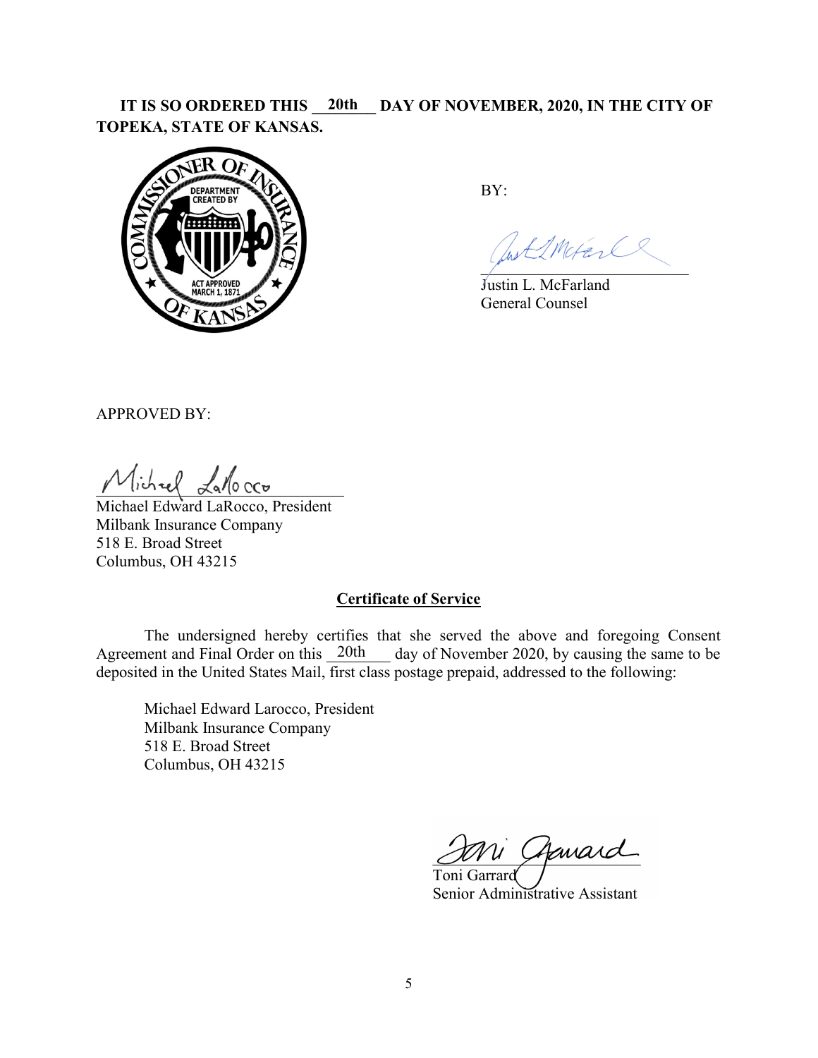**IT IS SO ORDERED THIS 20th DAY OF NOVEMBER, 2020, IN THE CITY OF TOPEKA, STATE OF KANSAS.**

BY:

Justin L. McFarland
General Counsel

APPROVED BY:

Michael Edward LaRocco, President
Milbank Insurance Company
518 E. Broad Street
Columbus, OH 43215

## Certificate of Service

The undersigned hereby certifies that she served the above and foregoing Consent Agreement and Final Order on this 20th day of November 2020, by causing the same to be deposited in the United States Mail, first class postage prepaid, addressed to the following:

Michael Edward Larocco, President
Milbank Insurance Company
518 E. Broad Street
Columbus, OH 43215

Toni Garrard
Senior Administrative Assistant